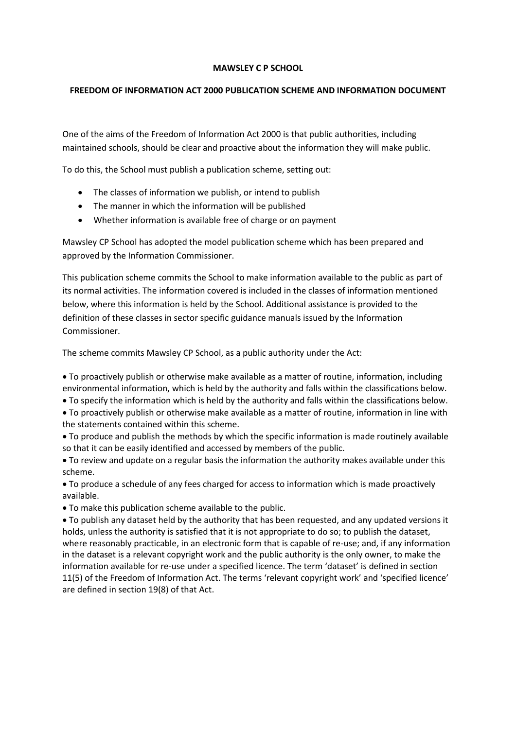**MAWSLEY C P SCHOOL**

**FREEDOM OF INFORMATION ACT 2000 PUBLICATION SCHEME AND INFORMATION DOCUMENT**

One of the aims of the Freedom of Information Act 2000 is that public authorities, including maintained schools, should be clear and proactive about the information they will make public.

To do this, the School must publish a publication scheme, setting out:

- The classes of information we publish, or intend to publish
- The manner in which the information will be published
- Whether information is available free of charge or on payment

Mawsley CP School has adopted the model publication scheme which has been prepared and approved by the Information Commissioner.

This publication scheme commits the School to make information available to the public as part of its normal activities. The information covered is included in the classes of information mentioned below, where this information is held by the School. Additional assistance is provided to the definition of these classes in sector specific guidance manuals issued by the Information Commissioner.

The scheme commits Mawsley CP School, as a public authority under the Act:

- To proactively publish or otherwise make available as a matter of routine, information, including environmental information, which is held by the authority and falls within the classifications below.
- To specify the information which is held by the authority and falls within the classifications below.
- To proactively publish or otherwise make available as a matter of routine, information in line with the statements contained within this scheme.
- To produce and publish the methods by which the specific information is made routinely available so that it can be easily identified and accessed by members of the public.
- To review and update on a regular basis the information the authority makes available under this scheme.
- To produce a schedule of any fees charged for access to information which is made proactively available.
- To make this publication scheme available to the public.
- To publish any dataset held by the authority that has been requested, and any updated versions it holds, unless the authority is satisfied that it is not appropriate to do so; to publish the dataset, where reasonably practicable, in an electronic form that is capable of re-use; and, if any information in the dataset is a relevant copyright work and the public authority is the only owner, to make the information available for re-use under a specified licence. The term 'dataset' is defined in section 11(5) of the Freedom of Information Act. The terms 'relevant copyright work' and 'specified licence' are defined in section 19(8) of that Act.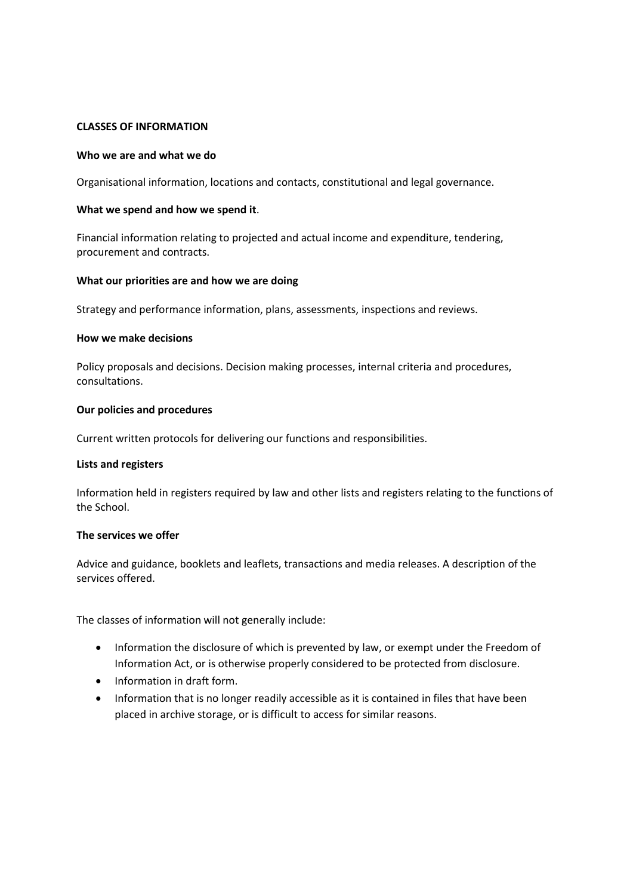**CLASSES OF INFORMATION**

**Who we are and what we do**

Organisational information, locations and contacts, constitutional and legal governance.

**What we spend and how we spend it**.

Financial information relating to projected and actual income and expenditure, tendering, procurement and contracts.

**What our priorities are and how we are doing**

Strategy and performance information, plans, assessments, inspections and reviews.

**How we make decisions**

Policy proposals and decisions. Decision making processes, internal criteria and procedures, consultations.

**Our policies and procedures**

Current written protocols for delivering our functions and responsibilities.

**Lists and registers**

Information held in registers required by law and other lists and registers relating to the functions of the School.

**The services we offer**

Advice and guidance, booklets and leaflets, transactions and media releases. A description of the services offered.

The classes of information will not generally include:

- Information the disclosure of which is prevented by law, or exempt under the Freedom of Information Act, or is otherwise properly considered to be protected from disclosure.
- Information in draft form.
- Information that is no longer readily accessible as it is contained in files that have been placed in archive storage, or is difficult to access for similar reasons.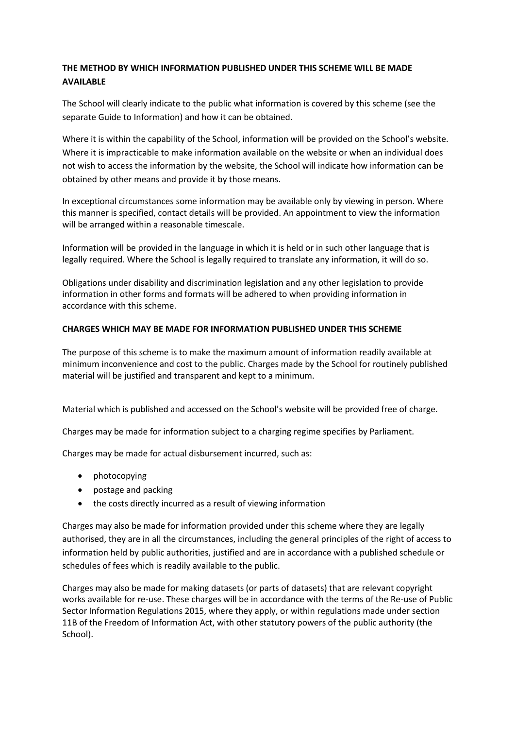**THE METHOD BY WHICH INFORMATION PUBLISHED UNDER THIS SCHEME WILL BE MADE AVAILABLE**

The School will clearly indicate to the public what information is covered by this scheme (see the separate Guide to Information) and how it can be obtained.

Where it is within the capability of the School, information will be provided on the School's website. Where it is impracticable to make information available on the website or when an individual does not wish to access the information by the website, the School will indicate how information can be obtained by other means and provide it by those means.

In exceptional circumstances some information may be available only by viewing in person. Where this manner is specified, contact details will be provided. An appointment to view the information will be arranged within a reasonable timescale.

Information will be provided in the language in which it is held or in such other language that is legally required. Where the School is legally required to translate any information, it will do so.

Obligations under disability and discrimination legislation and any other legislation to provide information in other forms and formats will be adhered to when providing information in accordance with this scheme.

**CHARGES WHICH MAY BE MADE FOR INFORMATION PUBLISHED UNDER THIS SCHEME**

The purpose of this scheme is to make the maximum amount of information readily available at minimum inconvenience and cost to the public. Charges made by the School for routinely published material will be justified and transparent and kept to a minimum.

Material which is published and accessed on the School's website will be provided free of charge.

Charges may be made for information subject to a charging regime specifies by Parliament.

Charges may be made for actual disbursement incurred, such as:

- photocopying
- postage and packing
- the costs directly incurred as a result of viewing information

Charges may also be made for information provided under this scheme where they are legally authorised, they are in all the circumstances, including the general principles of the right of access to information held by public authorities, justified and are in accordance with a published schedule or schedules of fees which is readily available to the public.

Charges may also be made for making datasets (or parts of datasets) that are relevant copyright works available for re-use. These charges will be in accordance with the terms of the Re-use of Public Sector Information Regulations 2015, where they apply, or within regulations made under section 11B of the Freedom of Information Act, with other statutory powers of the public authority (the School).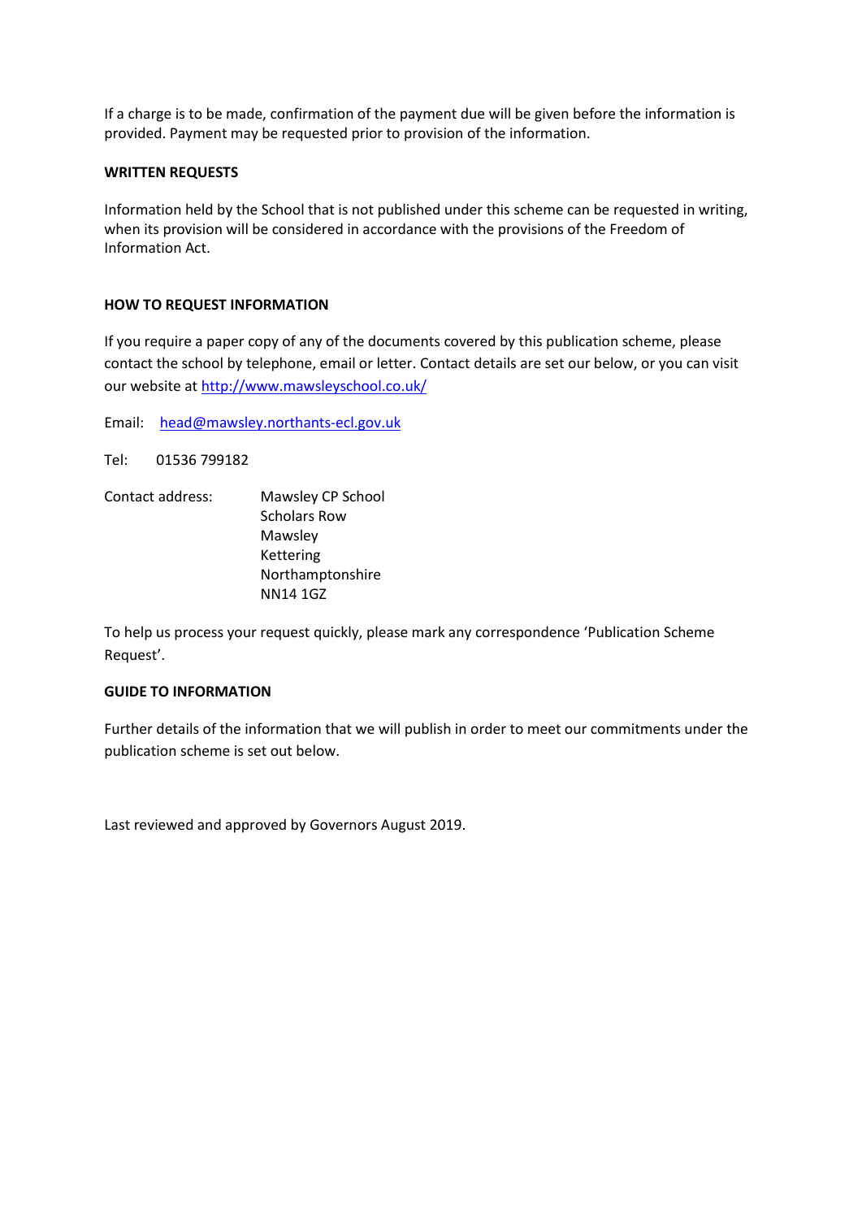If a charge is to be made, confirmation of the payment due will be given before the information is provided. Payment may be requested prior to provision of the information.

**WRITTEN REQUESTS**

Information held by the School that is not published under this scheme can be requested in writing, when its provision will be considered in accordance with the provisions of the Freedom of Information Act.

**HOW TO REQUEST INFORMATION**

If you require a paper copy of any of the documents covered by this publication scheme, please contact the school by telephone, email or letter. Contact details are set our below, or you can visit our website at http://www.mawsleyschool.co.uk/

Email: head@mawsley.northants-ecl.gov.uk

Tel: 01536 799182

Contact address:
Mawsley CP School
Scholars Row
Mawsley
Kettering
Northamptonshire
NN14 1GZ

To help us process your request quickly, please mark any correspondence 'Publication Scheme Request'.

**GUIDE TO INFORMATION**

Further details of the information that we will publish in order to meet our commitments under the publication scheme is set out below.

Last reviewed and approved by Governors August 2019.